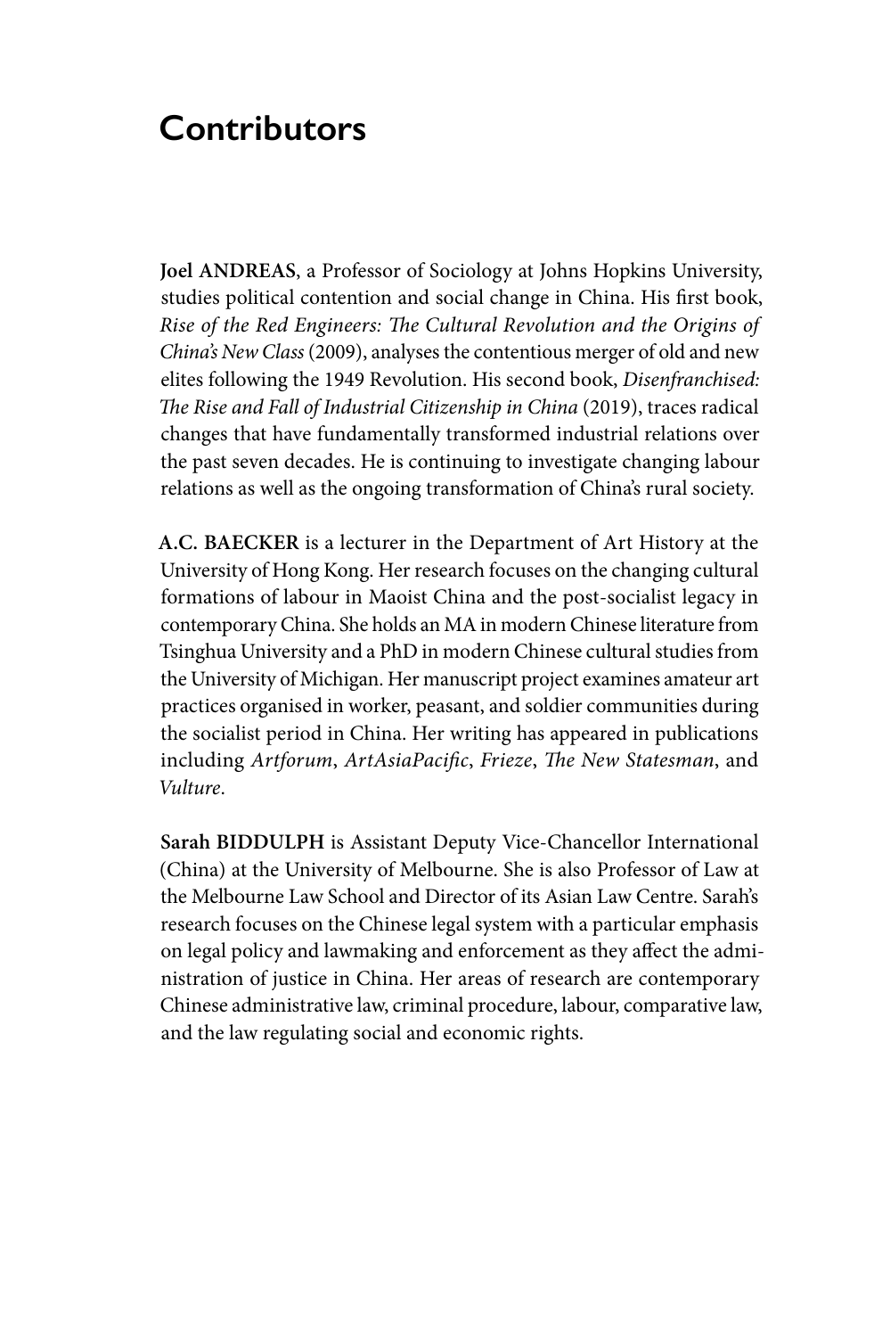# Contributors

**Joel ANDREAS**, a Professor of Sociology at Johns Hopkins University, studies political contention and social change in China. His first book, *Rise of the Red Engineers: The Cultural Revolution and the Origins of China's New Class* (2009), analyses the contentious merger of old and new elites following the 1949 Revolution. His second book, *Disenfranchised: The Rise and Fall of Industrial Citizenship in China* (2019), traces radical changes that have fundamentally transformed industrial relations over the past seven decades. He is continuing to investigate changing labour relations as well as the ongoing transformation of China's rural society.

**A.C. BAECKER** is a lecturer in the Department of Art History at the University of Hong Kong. Her research focuses on the changing cultural formations of labour in Maoist China and the post-socialist legacy in contemporary China. She holds an MA in modern Chinese literature from Tsinghua University and a PhD in modern Chinese cultural studies from the University of Michigan. Her manuscript project examines amateur art practices organised in worker, peasant, and soldier communities during the socialist period in China. Her writing has appeared in publications including *Artforum*, *ArtAsiaPacific*, *Frieze*, *The New Statesman*, and *Vulture*.

**Sarah BIDDULPH** is Assistant Deputy Vice-Chancellor International (China) at the University of Melbourne. She is also Professor of Law at the Melbourne Law School and Director of its Asian Law Centre. Sarah's research focuses on the Chinese legal system with a particular emphasis on legal policy and lawmaking and enforcement as they affect the administration of justice in China. Her areas of research are contemporary Chinese administrative law, criminal procedure, labour, comparative law, and the law regulating social and economic rights.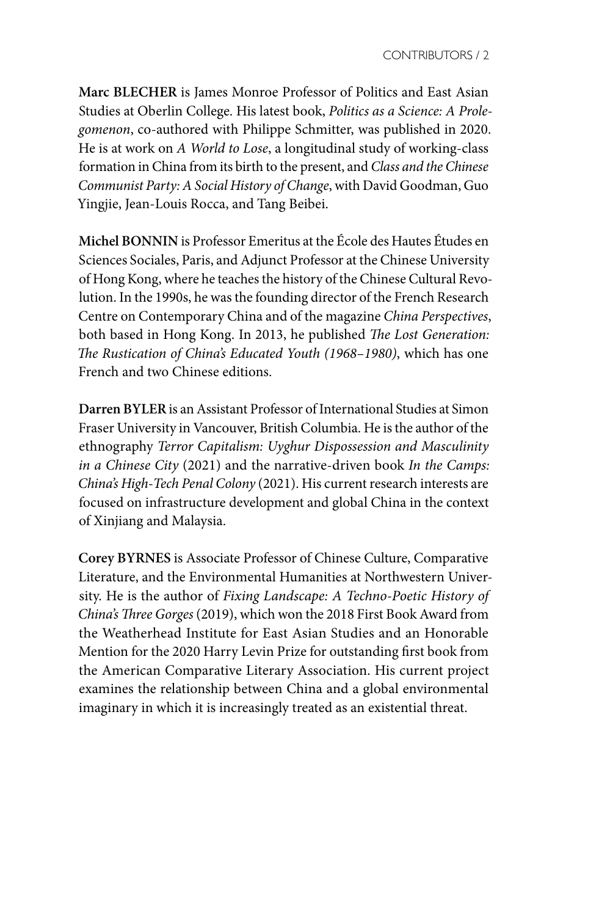**Marc BLECHER** is James Monroe Professor of Politics and East Asian Studies at Oberlin College. His latest book, *Politics as a Science: A Prolegomenon*, co-authored with Philippe Schmitter, was published in 2020. He is at work on *A World to Lose*, a longitudinal study of working-class formation in China from its birth to the present, and *Class and the Chinese Communist Party: A Social History of Change*, with David Goodman, Guo Yingjie, Jean-Louis Rocca, and Tang Beibei.

**Michel BONNIN** is Professor Emeritus at the École des Hautes Études en Sciences Sociales, Paris, and Adjunct Professor at the Chinese University of Hong Kong, where he teaches the history of the Chinese Cultural Revolution. In the 1990s, he was the founding director of the French Research Centre on Contemporary China and of the magazine *China Perspectives*, both based in Hong Kong. In 2013, he published *The Lost Generation: The Rustication of China's Educated Youth (1968–1980)*, which has one French and two Chinese editions.

**Darren BYLER** is an Assistant Professor of International Studies at Simon Fraser University in Vancouver, British Columbia. He is the author of the ethnography *Terror Capitalism: Uyghur Dispossession and Masculinity in a Chinese City* (2021) and the narrative-driven book *In the Camps: China's High-Tech Penal Colony* (2021). His current research interests are focused on infrastructure development and global China in the context of Xinjiang and Malaysia.

**Corey BYRNES** is Associate Professor of Chinese Culture, Comparative Literature, and the Environmental Humanities at Northwestern University. He is the author of *Fixing Landscape: A Techno-Poetic History of China's Three Gorges* (2019), which won the 2018 First Book Award from the Weatherhead Institute for East Asian Studies and an Honorable Mention for the 2020 Harry Levin Prize for outstanding first book from the American Comparative Literary Association. His current project examines the relationship between China and a global environmental imaginary in which it is increasingly treated as an existential threat.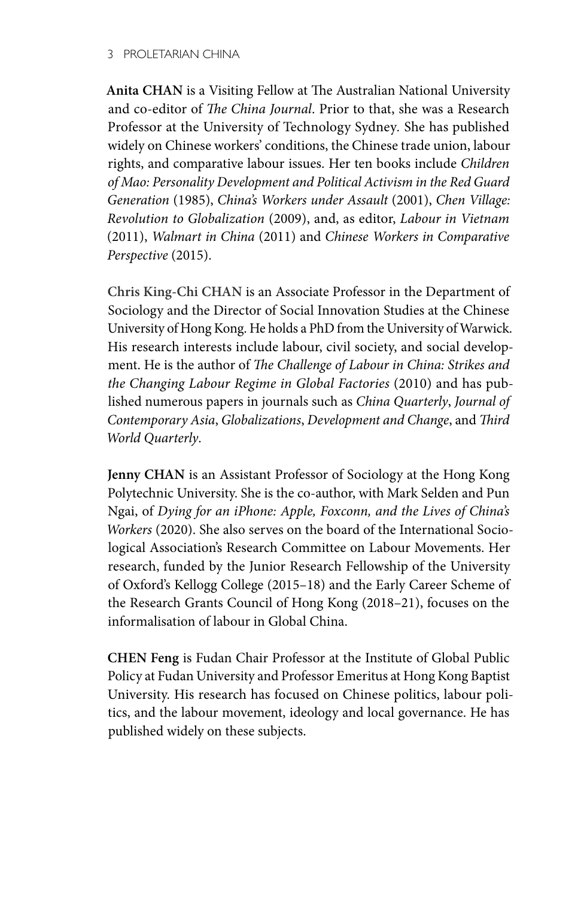**Anita CHAN** is a Visiting Fellow at The Australian National University and co-editor of *The China Journal*. Prior to that, she was a Research Professor at the University of Technology Sydney. She has published widely on Chinese workers' conditions, the Chinese trade union, labour rights, and comparative labour issues. Her ten books include *Children of Mao: Personality Development and Political Activism in the Red Guard Generation* (1985), *China's Workers under Assault* (2001), *Chen Village: Revolution to Globalization* (2009), and, as editor, *Labour in Vietnam* (2011), *Walmart in China* (2011) and *Chinese Workers in Comparative Perspective* (2015).

**Chris King-Chi CHAN** is an Associate Professor in the Department of Sociology and the Director of Social Innovation Studies at the Chinese University of Hong Kong. He holds a PhD from the University of Warwick. His research interests include labour, civil society, and social development. He is the author of *The Challenge of Labour in China: Strikes and the Changing Labour Regime in Global Factories* (2010) and has published numerous papers in journals such as *China Quarterly*, *Journal of Contemporary Asia*, *Globalizations*, *Development and Change*, and *Third World Quarterly*.

**Jenny CHAN** is an Assistant Professor of Sociology at the Hong Kong Polytechnic University. She is the co-author, with Mark Selden and Pun Ngai, of *Dying for an iPhone: Apple, Foxconn, and the Lives of China's Workers* (2020). She also serves on the board of the International Sociological Association's Research Committee on Labour Movements. Her research, funded by the Junior Research Fellowship of the University of Oxford's Kellogg College (2015–18) and the Early Career Scheme of the Research Grants Council of Hong Kong (2018–21), focuses on the informalisation of labour in Global China.

**CHEN Feng** is Fudan Chair Professor at the Institute of Global Public Policy at Fudan University and Professor Emeritus at Hong Kong Baptist University. His research has focused on Chinese politics, labour politics, and the labour movement, ideology and local governance. He has published widely on these subjects.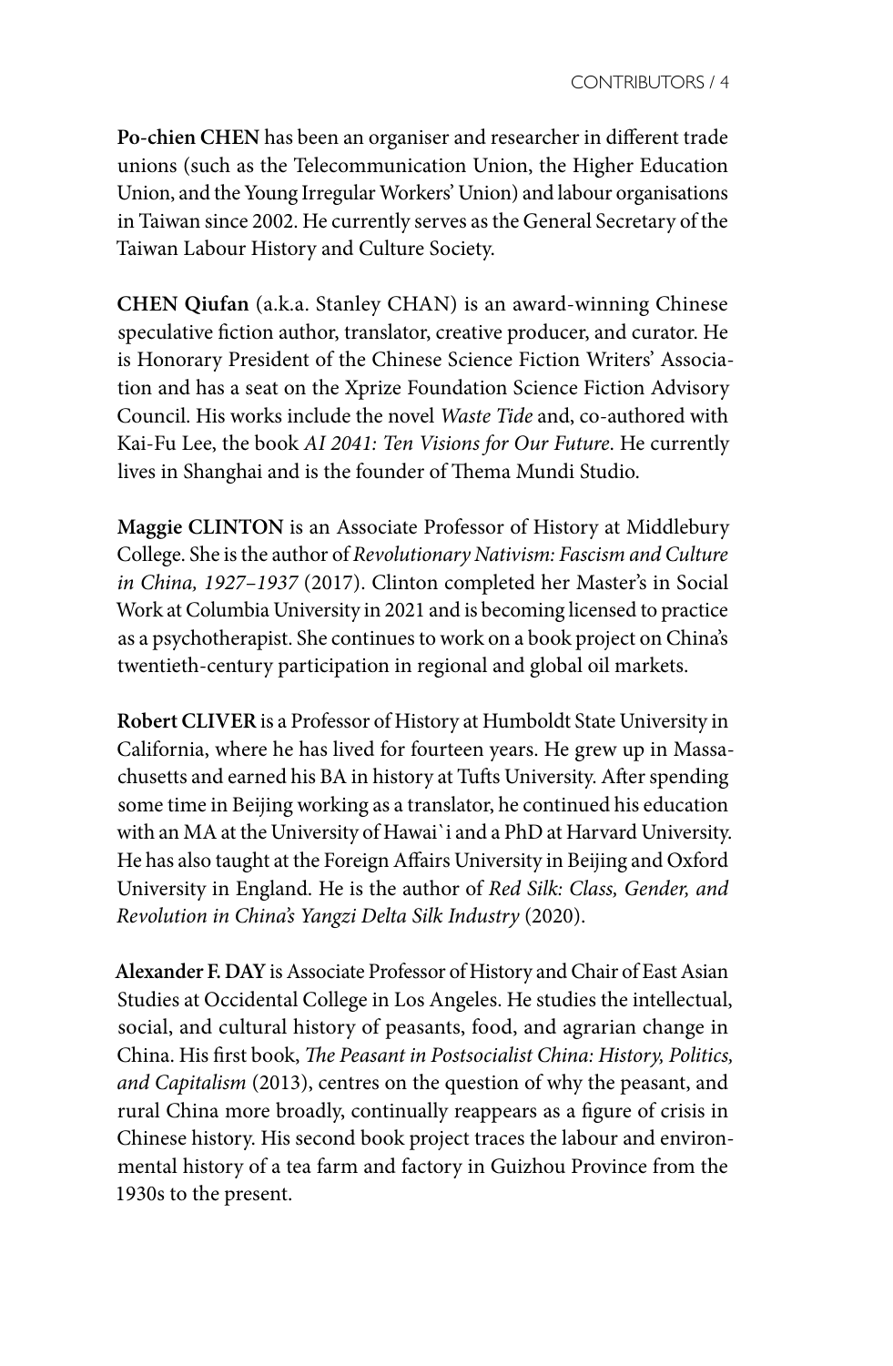**Po-chien CHEN** has been an organiser and researcher in different trade unions (such as the Telecommunication Union, the Higher Education Union, and the Young Irregular Workers' Union) and labour organisations in Taiwan since 2002. He currently serves as the General Secretary of the Taiwan Labour History and Culture Society.

**CHEN Qiufan** (a.k.a. Stanley CHAN) is an award-winning Chinese speculative fiction author, translator, creative producer, and curator. He is Honorary President of the Chinese Science Fiction Writers' Association and has a seat on the Xprize Foundation Science Fiction Advisory Council. His works include the novel *Waste Tide* and, co-authored with Kai-Fu Lee, the book *AI 2041: Ten Visions for Our Future*. He currently lives in Shanghai and is the founder of Thema Mundi Studio.

**Maggie CLINTON** is an Associate Professor of History at Middlebury College. She is the author of *Revolutionary Nativism: Fascism and Culture in China, 1927–1937* (2017). Clinton completed her Master's in Social Work at Columbia University in 2021 and is becoming licensed to practice as a psychotherapist. She continues to work on a book project on China's twentieth-century participation in regional and global oil markets.

**Robert CLIVER** is a Professor of History at Humboldt State University in California, where he has lived for fourteen years. He grew up in Massachusetts and earned his BA in history at Tufts University. After spending some time in Beijing working as a translator, he continued his education with an MA at the University of Hawai`i and a PhD at Harvard University. He has also taught at the Foreign Affairs University in Beijing and Oxford University in England. He is the author of *Red Silk: Class, Gender, and Revolution in China's Yangzi Delta Silk Industry* (2020).

**Alexander F. DAY** is Associate Professor of History and Chair of East Asian Studies at Occidental College in Los Angeles. He studies the intellectual, social, and cultural history of peasants, food, and agrarian change in China. His first book, *The Peasant in Postsocialist China: History, Politics, and Capitalism* (2013), centres on the question of why the peasant, and rural China more broadly, continually reappears as a figure of crisis in Chinese history. His second book project traces the labour and environmental history of a tea farm and factory in Guizhou Province from the 1930s to the present.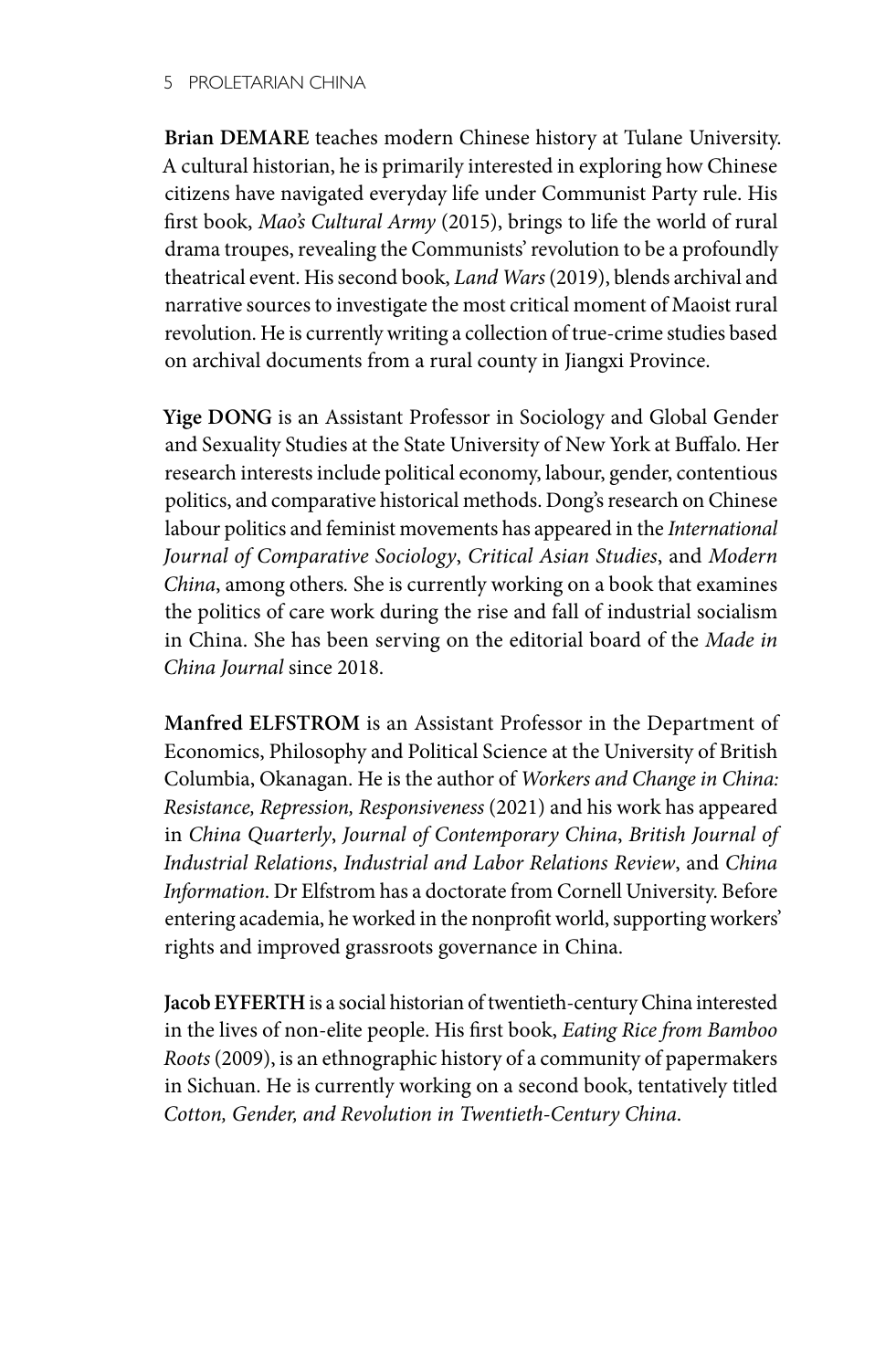**Brian DEMARE** teaches modern Chinese history at Tulane University. A cultural historian, he is primarily interested in exploring how Chinese citizens have navigated everyday life under Communist Party rule. His first book, *Mao's Cultural Army* (2015), brings to life the world of rural drama troupes, revealing the Communists' revolution to be a profoundly theatrical event. His second book, *Land Wars* (2019), blends archival and narrative sources to investigate the most critical moment of Maoist rural revolution. He is currently writing a collection of true-crime studies based on archival documents from a rural county in Jiangxi Province.

**Yige DONG** is an Assistant Professor in Sociology and Global Gender and Sexuality Studies at the State University of New York at Buffalo. Her research interests include political economy, labour, gender, contentious politics, and comparative historical methods. Dong's research on Chinese labour politics and feminist movements has appeared in the *International Journal of Comparative Sociology*, *Critical Asian Studies*, and *Modern China*, among others. She is currently working on a book that examines the politics of care work during the rise and fall of industrial socialism in China. She has been serving on the editorial board of the *Made in China Journal* since 2018.

**Manfred ELFSTROM** is an Assistant Professor in the Department of Economics, Philosophy and Political Science at the University of British Columbia, Okanagan. He is the author of *Workers and Change in China: Resistance, Repression, Responsiveness* (2021) and his work has appeared in *China Quarterly*, *Journal of Contemporary China*, *British Journal of Industrial Relations*, *Industrial and Labor Relations Review*, and *China Information*. Dr Elfstrom has a doctorate from Cornell University. Before entering academia, he worked in the nonprofit world, supporting workers' rights and improved grassroots governance in China.

**Jacob EYFERTH** is a social historian of twentieth-century China interested in the lives of non-elite people. His first book, *Eating Rice from Bamboo Roots* (2009), is an ethnographic history of a community of papermakers in Sichuan. He is currently working on a second book, tentatively titled *Cotton, Gender, and Revolution in Twentieth-Century China*.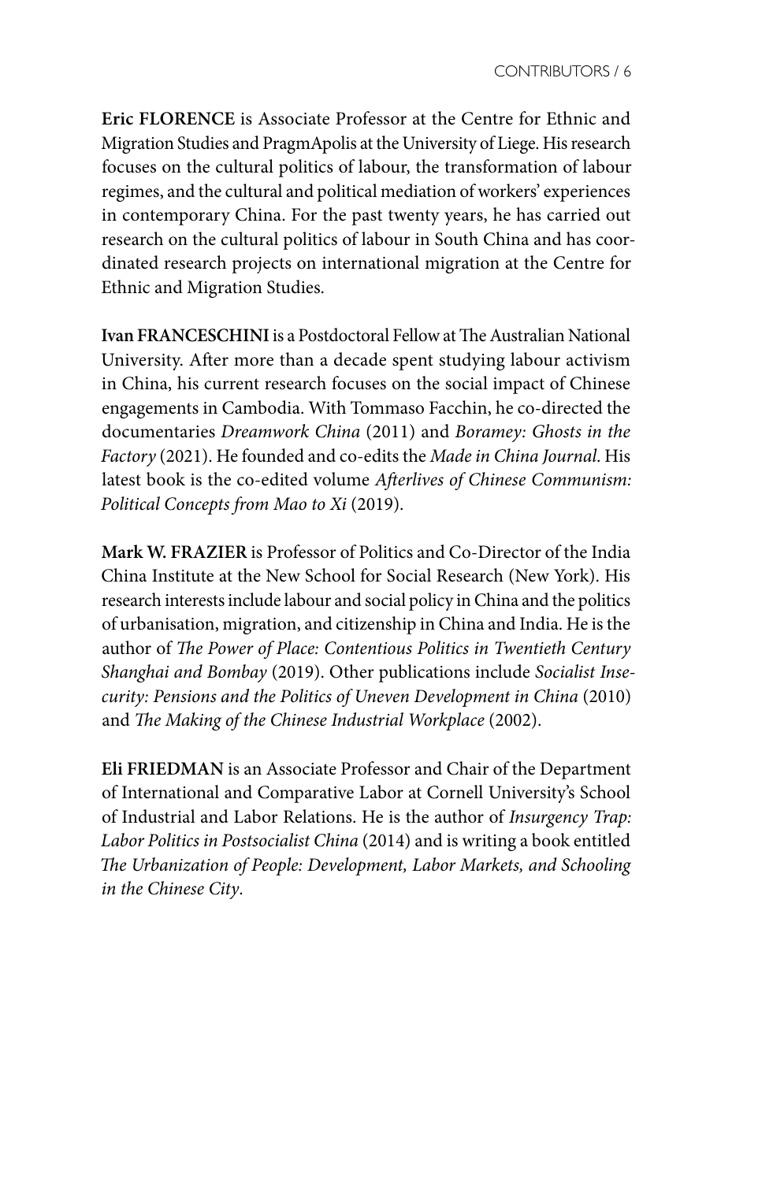**Eric FLORENCE** is Associate Professor at the Centre for Ethnic and Migration Studies and PragmApolis at the University of Liege. His research focuses on the cultural politics of labour, the transformation of labour regimes, and the cultural and political mediation of workers' experiences in contemporary China. For the past twenty years, he has carried out research on the cultural politics of labour in South China and has coordinated research projects on international migration at the Centre for Ethnic and Migration Studies.

**Ivan FRANCESCHINI** is a Postdoctoral Fellow at The Australian National University. After more than a decade spent studying labour activism in China, his current research focuses on the social impact of Chinese engagements in Cambodia. With Tommaso Facchin, he co-directed the documentaries *Dreamwork China* (2011) and *Boramey: Ghosts in the Factory* (2021). He founded and co-edits the *Made in China Journal*. His latest book is the co-edited volume *Afterlives of Chinese Communism: Political Concepts from Mao to Xi* (2019).

**Mark W. FRAZIER** is Professor of Politics and Co-Director of the India China Institute at the New School for Social Research (New York). His research interests include labour and social policy in China and the politics of urbanisation, migration, and citizenship in China and India. He is the author of *The Power of Place: Contentious Politics in Twentieth Century Shanghai and Bombay* (2019). Other publications include *Socialist Insecurity: Pensions and the Politics of Uneven Development in China* (2010) and *The Making of the Chinese Industrial Workplace* (2002).

**Eli FRIEDMAN** is an Associate Professor and Chair of the Department of International and Comparative Labor at Cornell University's School of Industrial and Labor Relations. He is the author of *Insurgency Trap: Labor Politics in Postsocialist China* (2014) and is writing a book entitled *The Urbanization of People: Development, Labor Markets, and Schooling in the Chinese City*.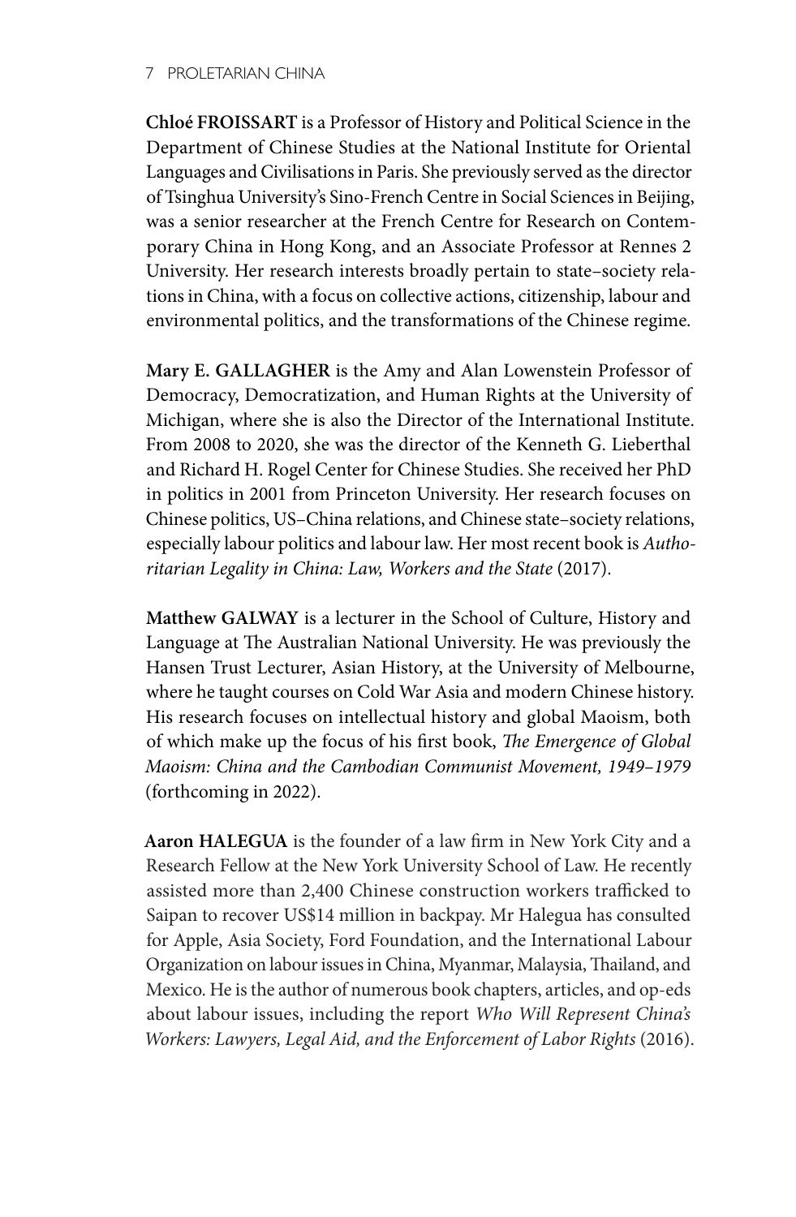**Chloé FROISSART** is a Professor of History and Political Science in the Department of Chinese Studies at the National Institute for Oriental Languages and Civilisations in Paris. She previously served as the director of Tsinghua University's Sino-French Centre in Social Sciences in Beijing, was a senior researcher at the French Centre for Research on Contemporary China in Hong Kong, and an Associate Professor at Rennes 2 University. Her research interests broadly pertain to state–society relations in China, with a focus on collective actions, citizenship, labour and environmental politics, and the transformations of the Chinese regime.

**Mary E. GALLAGHER** is the Amy and Alan Lowenstein Professor of Democracy, Democratization, and Human Rights at the University of Michigan, where she is also the Director of the International Institute. From 2008 to 2020, she was the director of the Kenneth G. Lieberthal and Richard H. Rogel Center for Chinese Studies. She received her PhD in politics in 2001 from Princeton University. Her research focuses on Chinese politics, US–China relations, and Chinese state–society relations, especially labour politics and labour law. Her most recent book is *Authoritarian Legality in China: Law, Workers and the State* (2017).

**Matthew GALWAY** is a lecturer in the School of Culture, History and Language at The Australian National University. He was previously the Hansen Trust Lecturer, Asian History, at the University of Melbourne, where he taught courses on Cold War Asia and modern Chinese history. His research focuses on intellectual history and global Maoism, both of which make up the focus of his first book, *The Emergence of Global Maoism: China and the Cambodian Communist Movement, 1949–1979* (forthcoming in 2022).

**Aaron HALEGUA** is the founder of a law firm in New York City and a Research Fellow at the New York University School of Law. He recently assisted more than 2,400 Chinese construction workers trafficked to Saipan to recover US$14 million in backpay. Mr Halegua has consulted for Apple, Asia Society, Ford Foundation, and the International Labour Organization on labour issues in China, Myanmar, Malaysia, Thailand, and Mexico. He is the author of numerous book chapters, articles, and op-eds about labour issues, including the report *Who Will Represent China's Workers: Lawyers, Legal Aid, and the Enforcement of Labor Rights* (2016).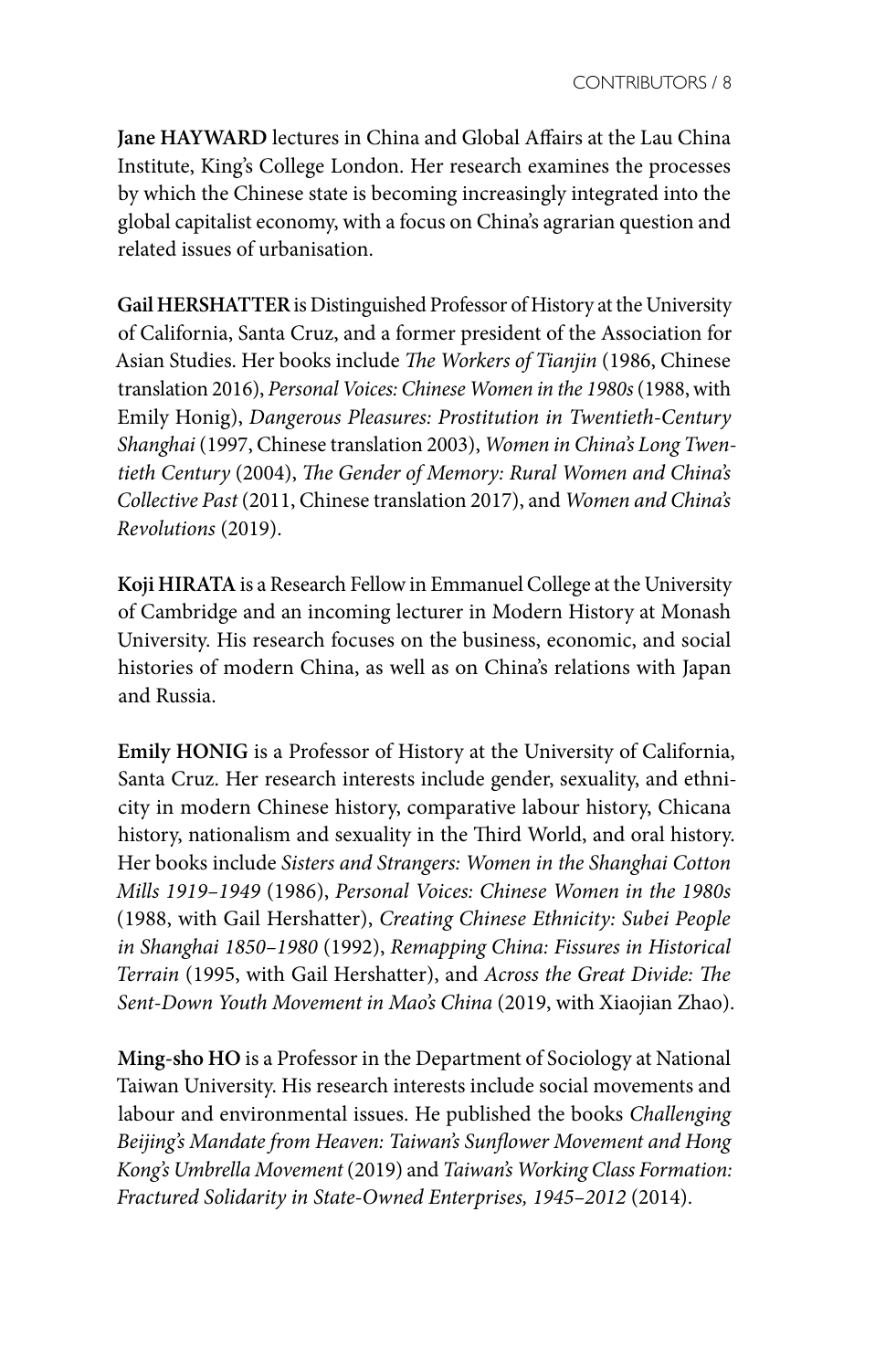**Jane HAYWARD** lectures in China and Global Affairs at the Lau China Institute, King's College London. Her research examines the processes by which the Chinese state is becoming increasingly integrated into the global capitalist economy, with a focus on China's agrarian question and related issues of urbanisation.

**Gail HERSHATTER** is Distinguished Professor of History at the University of California, Santa Cruz, and a former president of the Association for Asian Studies. Her books include *The Workers of Tianjin* (1986, Chinese translation 2016), *Personal Voices: Chinese Women in the 1980s* (1988, with Emily Honig), *Dangerous Pleasures: Prostitution in Twentieth-Century Shanghai* (1997, Chinese translation 2003), *Women in China's Long Twentieth Century* (2004), *The Gender of Memory: Rural Women and China's Collective Past* (2011, Chinese translation 2017), and *Women and China's Revolutions* (2019).

**Koji HIRATA** is a Research Fellow in Emmanuel College at the University of Cambridge and an incoming lecturer in Modern History at Monash University. His research focuses on the business, economic, and social histories of modern China, as well as on China's relations with Japan and Russia.

**Emily HONIG** is a Professor of History at the University of California, Santa Cruz. Her research interests include gender, sexuality, and ethnicity in modern Chinese history, comparative labour history, Chicana history, nationalism and sexuality in the Third World, and oral history. Her books include *Sisters and Strangers: Women in the Shanghai Cotton Mills 1919–1949* (1986), *Personal Voices: Chinese Women in the 1980s* (1988, with Gail Hershatter), *Creating Chinese Ethnicity: Subei People in Shanghai 1850–1980* (1992), *Remapping China: Fissures in Historical Terrain* (1995, with Gail Hershatter), and *Across the Great Divide: The Sent-Down Youth Movement in Mao's China* (2019, with Xiaojian Zhao).

**Ming-sho HO** is a Professor in the Department of Sociology at National Taiwan University. His research interests include social movements and labour and environmental issues. He published the books *Challenging Beijing's Mandate from Heaven: Taiwan's Sunflower Movement and Hong Kong's Umbrella Movement* (2019) and *Taiwan's Working Class Formation: Fractured Solidarity in State-Owned Enterprises, 1945–2012* (2014).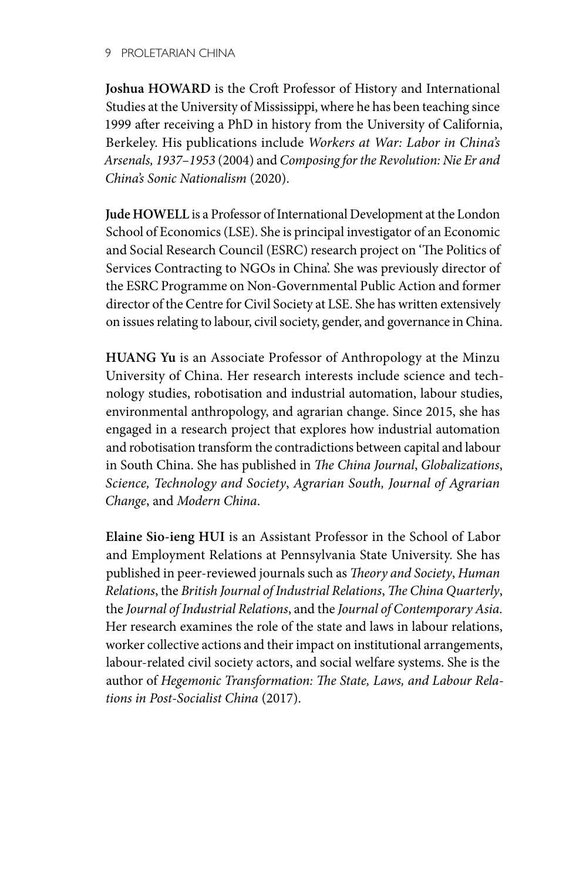**Joshua HOWARD** is the Croft Professor of History and International Studies at the University of Mississippi, where he has been teaching since 1999 after receiving a PhD in history from the University of California, Berkeley. His publications include *Workers at War: Labor in China's Arsenals, 1937–1953* (2004) and *Composing for the Revolution: Nie Er and China's Sonic Nationalism* (2020).

**Jude HOWELL** is a Professor of International Development at the London School of Economics (LSE). She is principal investigator of an Economic and Social Research Council (ESRC) research project on 'The Politics of Services Contracting to NGOs in China'. She was previously director of the ESRC Programme on Non-Governmental Public Action and former director of the Centre for Civil Society at LSE. She has written extensively on issues relating to labour, civil society, gender, and governance in China.

**HUANG Yu** is an Associate Professor of Anthropology at the Minzu University of China. Her research interests include science and technology studies, robotisation and industrial automation, labour studies, environmental anthropology, and agrarian change. Since 2015, she has engaged in a research project that explores how industrial automation and robotisation transform the contradictions between capital and labour in South China. She has published in *The China Journal*, *Globalizations*, *Science, Technology and Society*, *Agrarian South, Journal of Agrarian Change*, and *Modern China*.

**Elaine Sio-ieng HUI** is an Assistant Professor in the School of Labor and Employment Relations at Pennsylvania State University. She has published in peer-reviewed journals such as *Theory and Society*, *Human Relations*, the *British Journal of Industrial Relations*, *The China Quarterly*, the *Journal of Industrial Relations*, and the *Journal of Contemporary Asia*. Her research examines the role of the state and laws in labour relations, worker collective actions and their impact on institutional arrangements, labour-related civil society actors, and social welfare systems. She is the author of *Hegemonic Transformation: The State, Laws, and Labour Relations in Post-Socialist China* (2017).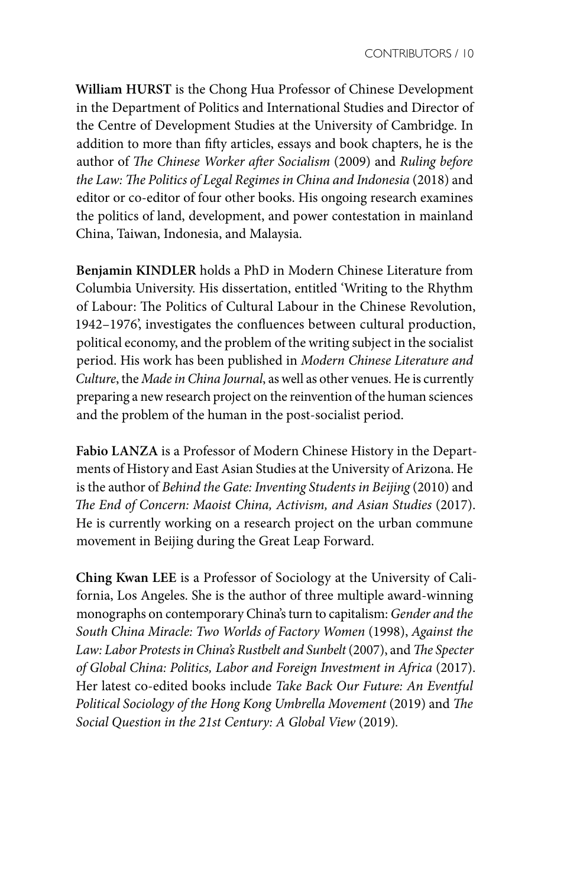**William HURST** is the Chong Hua Professor of Chinese Development in the Department of Politics and International Studies and Director of the Centre of Development Studies at the University of Cambridge. In addition to more than fifty articles, essays and book chapters, he is the author of *The Chinese Worker after Socialism* (2009) and *Ruling before the Law: The Politics of Legal Regimes in China and Indonesia* (2018) and editor or co-editor of four other books. His ongoing research examines the politics of land, development, and power contestation in mainland China, Taiwan, Indonesia, and Malaysia.

**Benjamin KINDLER** holds a PhD in Modern Chinese Literature from Columbia University. His dissertation, entitled 'Writing to the Rhythm of Labour: The Politics of Cultural Labour in the Chinese Revolution, 1942–1976', investigates the confluences between cultural production, political economy, and the problem of the writing subject in the socialist period. His work has been published in *Modern Chinese Literature and Culture*, the *Made in China Journal*, as well as other venues. He is currently preparing a new research project on the reinvention of the human sciences and the problem of the human in the post-socialist period.

**Fabio LANZA** is a Professor of Modern Chinese History in the Departments of History and East Asian Studies at the University of Arizona. He is the author of *Behind the Gate: Inventing Students in Beijing* (2010) and *The End of Concern: Maoist China, Activism, and Asian Studies* (2017). He is currently working on a research project on the urban commune movement in Beijing during the Great Leap Forward.

**Ching Kwan LEE** is a Professor of Sociology at the University of California, Los Angeles. She is the author of three multiple award-winning monographs on contemporary China's turn to capitalism: *Gender and the South China Miracle: Two Worlds of Factory Women* (1998), *Against the Law: Labor Protests in China's Rustbelt and Sunbelt* (2007), and *The Specter of Global China: Politics, Labor and Foreign Investment in Africa* (2017). Her latest co-edited books include *Take Back Our Future: An Eventful Political Sociology of the Hong Kong Umbrella Movement* (2019) and *The Social Question in the 21st Century: A Global View* (2019).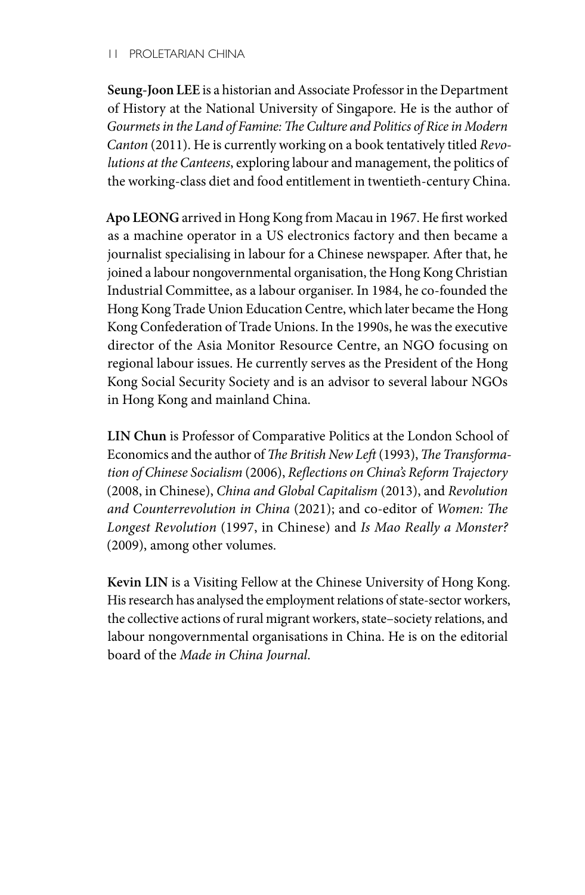**Seung-Joon LEE** is a historian and Associate Professor in the Department of History at the National University of Singapore. He is the author of *Gourmets in the Land of Famine: The Culture and Politics of Rice in Modern Canton* (2011). He is currently working on a book tentatively titled *Revolutions at the Canteens*, exploring labour and management, the politics of the working-class diet and food entitlement in twentieth-century China.

**Apo LEONG** arrived in Hong Kong from Macau in 1967. He first worked as a machine operator in a US electronics factory and then became a journalist specialising in labour for a Chinese newspaper. After that, he joined a labour nongovernmental organisation, the Hong Kong Christian Industrial Committee, as a labour organiser. In 1984, he co-founded the Hong Kong Trade Union Education Centre, which later became the Hong Kong Confederation of Trade Unions. In the 1990s, he was the executive director of the Asia Monitor Resource Centre, an NGO focusing on regional labour issues. He currently serves as the President of the Hong Kong Social Security Society and is an advisor to several labour NGOs in Hong Kong and mainland China.

**LIN Chun** is Professor of Comparative Politics at the London School of Economics and the author of *The British New Left* (1993), *The Transformation of Chinese Socialism* (2006), *Reflections on China's Reform Trajectory* (2008, in Chinese), *China and Global Capitalism* (2013), and *Revolution and Counterrevolution in China* (2021); and co-editor of *Women: The Longest Revolution* (1997, in Chinese) and *Is Mao Really a Monster?* (2009), among other volumes.

**Kevin LIN** is a Visiting Fellow at the Chinese University of Hong Kong. His research has analysed the employment relations of state-sector workers, the collective actions of rural migrant workers, state–society relations, and labour nongovernmental organisations in China. He is on the editorial board of the *Made in China Journal*.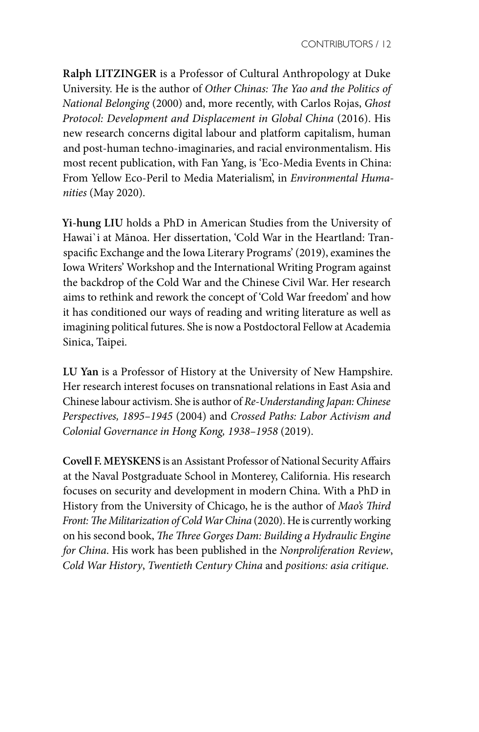**Ralph LITZINGER** is a Professor of Cultural Anthropology at Duke University. He is the author of *Other Chinas: The Yao and the Politics of National Belonging* (2000) and, more recently, with Carlos Rojas, *Ghost Protocol: Development and Displacement in Global China* (2016). His new research concerns digital labour and platform capitalism, human and post-human techno-imaginaries, and racial environmentalism. His most recent publication, with Fan Yang, is 'Eco-Media Events in China: From Yellow Eco-Peril to Media Materialism', in *Environmental Humanities* (May 2020).

**Yi-hung LIU** holds a PhD in American Studies from the University of Hawai`i at Mānoa. Her dissertation, 'Cold War in the Heartland: Transpacific Exchange and the Iowa Literary Programs' (2019), examines the Iowa Writers' Workshop and the International Writing Program against the backdrop of the Cold War and the Chinese Civil War. Her research aims to rethink and rework the concept of 'Cold War freedom' and how it has conditioned our ways of reading and writing literature as well as imagining political futures. She is now a Postdoctoral Fellow at Academia Sinica, Taipei.

**LU Yan** is a Professor of History at the University of New Hampshire. Her research interest focuses on transnational relations in East Asia and Chinese labour activism. She is author of *Re-Understanding Japan: Chinese Perspectives, 1895–1945* (2004) and *Crossed Paths: Labor Activism and Colonial Governance in Hong Kong, 1938–1958* (2019).

**Covell F. MEYSKENS** is an Assistant Professor of National Security Affairs at the Naval Postgraduate School in Monterey, California. His research focuses on security and development in modern China. With a PhD in History from the University of Chicago, he is the author of *Mao's Third Front: The Militarization of Cold War China* (2020). He is currently working on his second book, *The Three Gorges Dam: Building a Hydraulic Engine for China*. His work has been published in the *Nonproliferation Review*, *Cold War History*, *Twentieth Century China* and *positions: asia critique*.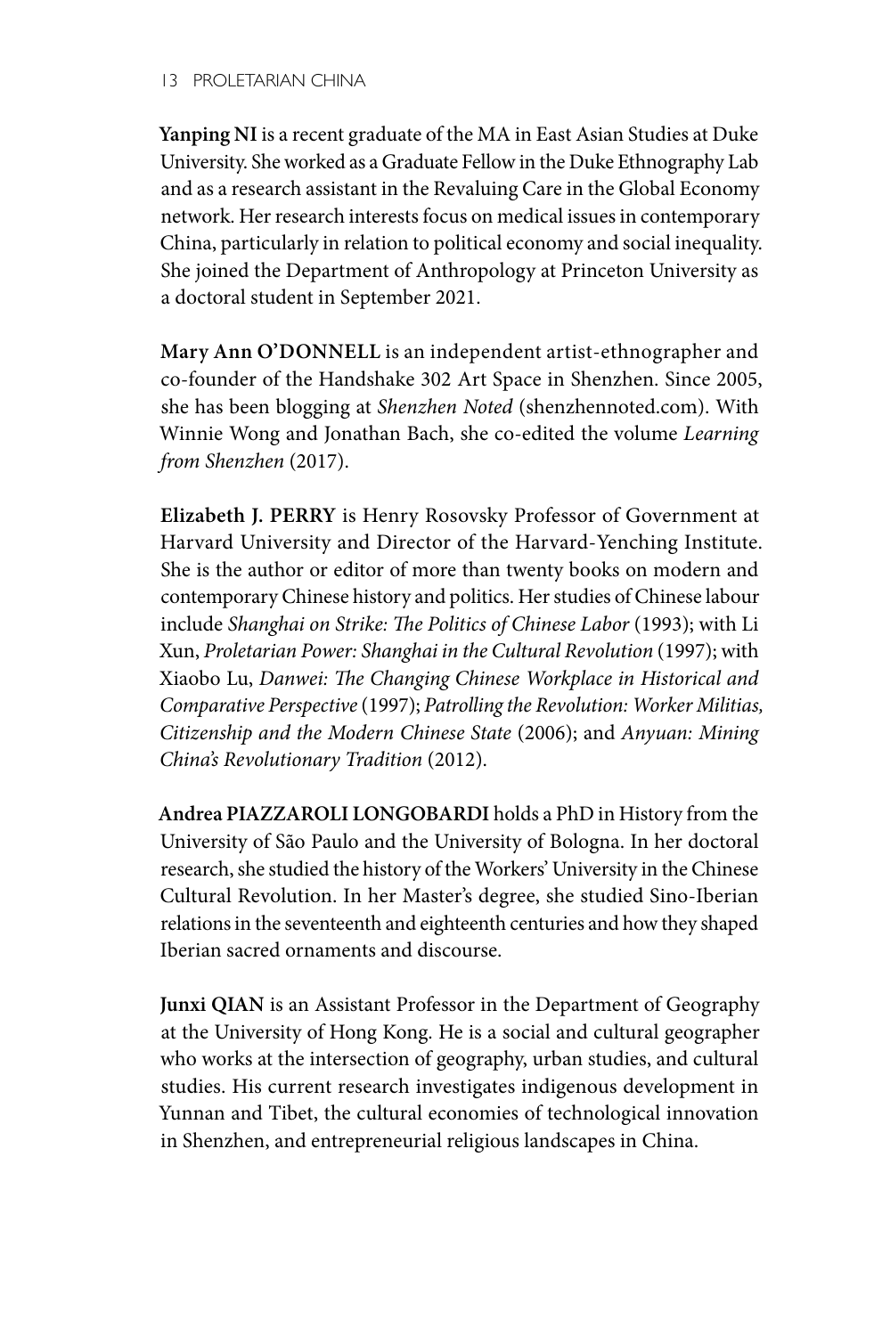**Yanping NI** is a recent graduate of the MA in East Asian Studies at Duke University. She worked as a Graduate Fellow in the Duke Ethnography Lab and as a research assistant in the Revaluing Care in the Global Economy network. Her research interests focus on medical issues in contemporary China, particularly in relation to political economy and social inequality. She joined the Department of Anthropology at Princeton University as a doctoral student in September 2021.

**Mary Ann O'DONNELL** is an independent artist-ethnographer and co-founder of the Handshake 302 Art Space in Shenzhen. Since 2005, she has been blogging at *Shenzhen Noted* (shenzhennoted.com). With Winnie Wong and Jonathan Bach, she co-edited the volume *Learning from Shenzhen* (2017).

**Elizabeth J. PERRY** is Henry Rosovsky Professor of Government at Harvard University and Director of the Harvard-Yenching Institute. She is the author or editor of more than twenty books on modern and contemporary Chinese history and politics. Her studies of Chinese labour include *Shanghai on Strike: The Politics of Chinese Labor* (1993); with Li Xun, *Proletarian Power: Shanghai in the Cultural Revolution* (1997); with Xiaobo Lu, *Danwei: The Changing Chinese Workplace in Historical and Comparative Perspective* (1997); *Patrolling the Revolution: Worker Militias, Citizenship and the Modern Chinese State* (2006); and *Anyuan: Mining China's Revolutionary Tradition* (2012).

**Andrea PIAZZAROLI LONGOBARDI** holds a PhD in History from the University of São Paulo and the University of Bologna. In her doctoral research, she studied the history of the Workers' University in the Chinese Cultural Revolution. In her Master's degree, she studied Sino-Iberian relations in the seventeenth and eighteenth centuries and how they shaped Iberian sacred ornaments and discourse.

**Junxi QIAN** is an Assistant Professor in the Department of Geography at the University of Hong Kong. He is a social and cultural geographer who works at the intersection of geography, urban studies, and cultural studies. His current research investigates indigenous development in Yunnan and Tibet, the cultural economies of technological innovation in Shenzhen, and entrepreneurial religious landscapes in China.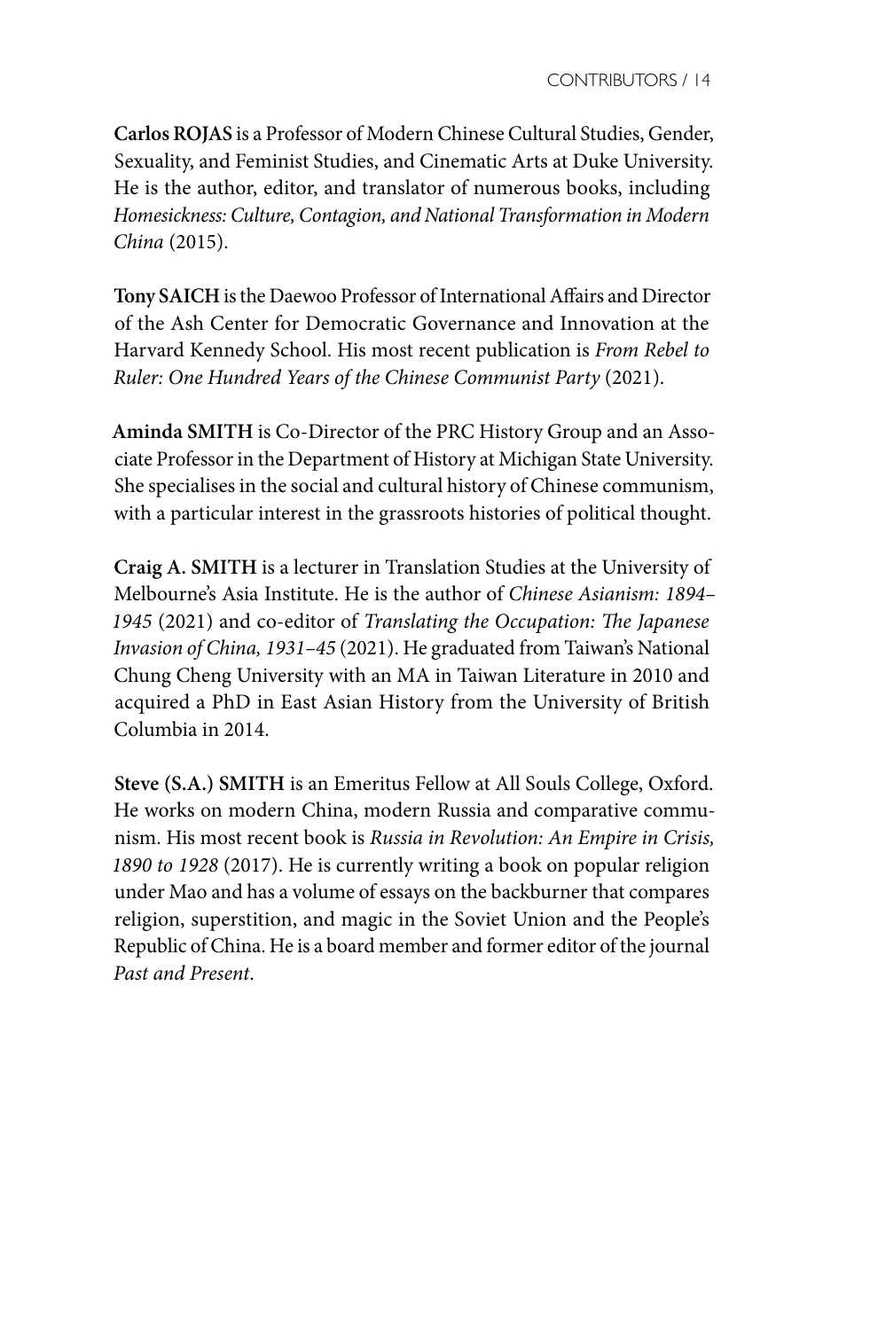**Carlos ROJAS** is a Professor of Modern Chinese Cultural Studies, Gender, Sexuality, and Feminist Studies, and Cinematic Arts at Duke University. He is the author, editor, and translator of numerous books, including *Homesickness: Culture, Contagion, and National Transformation in Modern China* (2015).

**Tony SAICH** is the Daewoo Professor of International Affairs and Director of the Ash Center for Democratic Governance and Innovation at the Harvard Kennedy School. His most recent publication is *From Rebel to Ruler: One Hundred Years of the Chinese Communist Party* (2021).

**Aminda SMITH** is Co-Director of the PRC History Group and an Associate Professor in the Department of History at Michigan State University. She specialises in the social and cultural history of Chinese communism, with a particular interest in the grassroots histories of political thought.

**Craig A. SMITH** is a lecturer in Translation Studies at the University of Melbourne's Asia Institute. He is the author of *Chinese Asianism: 1894–1945* (2021) and co-editor of *Translating the Occupation: The Japanese Invasion of China, 1931–45* (2021). He graduated from Taiwan's National Chung Cheng University with an MA in Taiwan Literature in 2010 and acquired a PhD in East Asian History from the University of British Columbia in 2014.

**Steve (S.A.) SMITH** is an Emeritus Fellow at All Souls College, Oxford. He works on modern China, modern Russia and comparative communism. His most recent book is *Russia in Revolution: An Empire in Crisis, 1890 to 1928* (2017). He is currently writing a book on popular religion under Mao and has a volume of essays on the backburner that compares religion, superstition, and magic in the Soviet Union and the People's Republic of China. He is a board member and former editor of the journal *Past and Present*.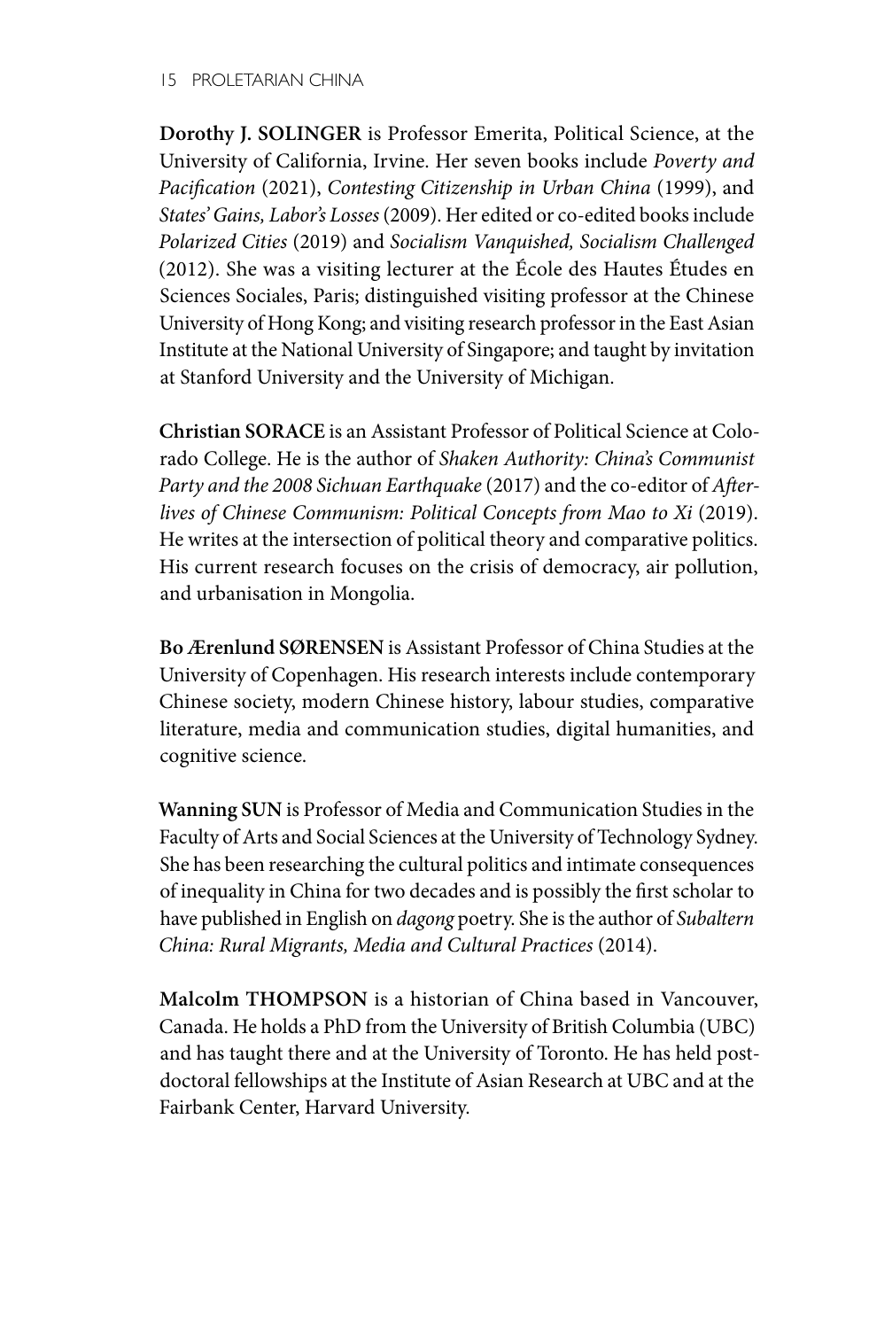**Dorothy J. SOLINGER** is Professor Emerita, Political Science, at the University of California, Irvine. Her seven books include *Poverty and Pacification* (2021), *Contesting Citizenship in Urban China* (1999), and *States' Gains, Labor's Losses* (2009). Her edited or co-edited books include *Polarized Cities* (2019) and *Socialism Vanquished, Socialism Challenged* (2012). She was a visiting lecturer at the École des Hautes Études en Sciences Sociales, Paris; distinguished visiting professor at the Chinese University of Hong Kong; and visiting research professor in the East Asian Institute at the National University of Singapore; and taught by invitation at Stanford University and the University of Michigan.

**Christian SORACE** is an Assistant Professor of Political Science at Colorado College. He is the author of *Shaken Authority: China's Communist Party and the 2008 Sichuan Earthquake* (2017) and the co-editor of *Afterlives of Chinese Communism: Political Concepts from Mao to Xi* (2019). He writes at the intersection of political theory and comparative politics. His current research focuses on the crisis of democracy, air pollution, and urbanisation in Mongolia.

**Bo Ærenlund SØRENSEN** is Assistant Professor of China Studies at the University of Copenhagen. His research interests include contemporary Chinese society, modern Chinese history, labour studies, comparative literature, media and communication studies, digital humanities, and cognitive science.

**Wanning SUN** is Professor of Media and Communication Studies in the Faculty of Arts and Social Sciences at the University of Technology Sydney. She has been researching the cultural politics and intimate consequences of inequality in China for two decades and is possibly the first scholar to have published in English on *dagong* poetry. She is the author of *Subaltern China: Rural Migrants, Media and Cultural Practices* (2014).

**Malcolm THOMPSON** is a historian of China based in Vancouver, Canada. He holds a PhD from the University of British Columbia (UBC) and has taught there and at the University of Toronto. He has held postdoctoral fellowships at the Institute of Asian Research at UBC and at the Fairbank Center, Harvard University.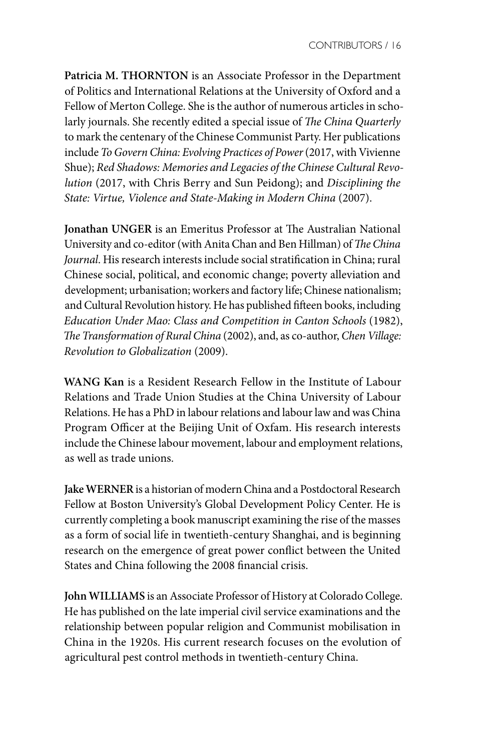**Patricia M. THORNTON** is an Associate Professor in the Department of Politics and International Relations at the University of Oxford and a Fellow of Merton College. She is the author of numerous articles in scholarly journals. She recently edited a special issue of *The China Quarterly* to mark the centenary of the Chinese Communist Party. Her publications include *To Govern China: Evolving Practices of Power* (2017, with Vivienne Shue); *Red Shadows: Memories and Legacies of the Chinese Cultural Revolution* (2017, with Chris Berry and Sun Peidong); and *Disciplining the State: Virtue, Violence and State-Making in Modern China* (2007).

**Jonathan UNGER** is an Emeritus Professor at The Australian National University and co-editor (with Anita Chan and Ben Hillman) of *The China Journal*. His research interests include social stratification in China; rural Chinese social, political, and economic change; poverty alleviation and development; urbanisation; workers and factory life; Chinese nationalism; and Cultural Revolution history. He has published fifteen books, including *Education Under Mao: Class and Competition in Canton Schools* (1982), *The Transformation of Rural China* (2002), and, as co-author, *Chen Village: Revolution to Globalization* (2009).

**WANG Kan** is a Resident Research Fellow in the Institute of Labour Relations and Trade Union Studies at the China University of Labour Relations. He has a PhD in labour relations and labour law and was China Program Officer at the Beijing Unit of Oxfam. His research interests include the Chinese labour movement, labour and employment relations, as well as trade unions.

**Jake WERNER** is a historian of modern China and a Postdoctoral Research Fellow at Boston University's Global Development Policy Center. He is currently completing a book manuscript examining the rise of the masses as a form of social life in twentieth-century Shanghai, and is beginning research on the emergence of great power conflict between the United States and China following the 2008 financial crisis.

**John WILLIAMS** is an Associate Professor of History at Colorado College. He has published on the late imperial civil service examinations and the relationship between popular religion and Communist mobilisation in China in the 1920s. His current research focuses on the evolution of agricultural pest control methods in twentieth-century China.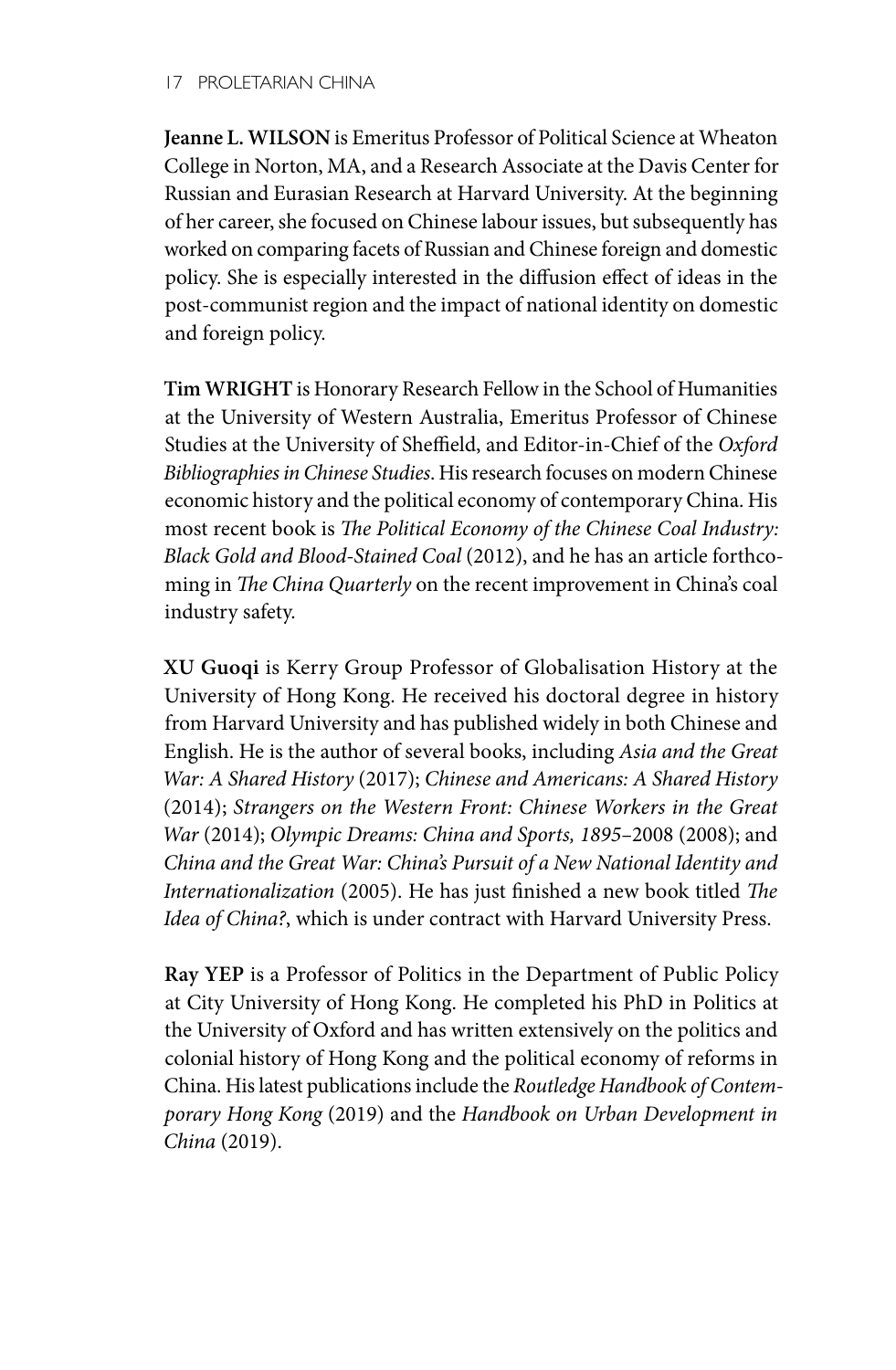**Jeanne L. WILSON** is Emeritus Professor of Political Science at Wheaton College in Norton, MA, and a Research Associate at the Davis Center for Russian and Eurasian Research at Harvard University. At the beginning of her career, she focused on Chinese labour issues, but subsequently has worked on comparing facets of Russian and Chinese foreign and domestic policy. She is especially interested in the diffusion effect of ideas in the post-communist region and the impact of national identity on domestic and foreign policy.

**Tim WRIGHT** is Honorary Research Fellow in the School of Humanities at the University of Western Australia, Emeritus Professor of Chinese Studies at the University of Sheffield, and Editor-in-Chief of the *Oxford Bibliographies in Chinese Studies*. His research focuses on modern Chinese economic history and the political economy of contemporary China. His most recent book is *The Political Economy of the Chinese Coal Industry: Black Gold and Blood-Stained Coal* (2012), and he has an article forthcoming in *The China Quarterly* on the recent improvement in China's coal industry safety.

**XU Guoqi** is Kerry Group Professor of Globalisation History at the University of Hong Kong. He received his doctoral degree in history from Harvard University and has published widely in both Chinese and English. He is the author of several books, including *Asia and the Great War: A Shared History* (2017); *Chinese and Americans: A Shared History* (2014); *Strangers on the Western Front: Chinese Workers in the Great War* (2014); *Olympic Dreams: China and Sports, 1895–2008* (2008); and *China and the Great War: China's Pursuit of a New National Identity and Internationalization* (2005). He has just finished a new book titled *The Idea of China?*, which is under contract with Harvard University Press.

**Ray YEP** is a Professor of Politics in the Department of Public Policy at City University of Hong Kong. He completed his PhD in Politics at the University of Oxford and has written extensively on the politics and colonial history of Hong Kong and the political economy of reforms in China. His latest publications include the *Routledge Handbook of Contemporary Hong Kong* (2019) and the *Handbook on Urban Development in China* (2019).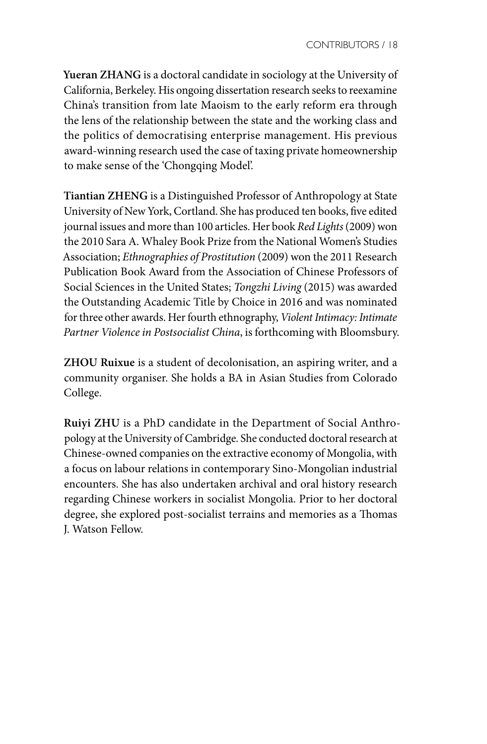**Yueran ZHANG** is a doctoral candidate in sociology at the University of California, Berkeley. His ongoing dissertation research seeks to reexamine China's transition from late Maoism to the early reform era through the lens of the relationship between the state and the working class and the politics of democratising enterprise management. His previous award-winning research used the case of taxing private homeownership to make sense of the 'Chongqing Model'.

**Tiantian ZHENG** is a Distinguished Professor of Anthropology at State University of New York, Cortland. She has produced ten books, five edited journal issues and more than 100 articles. Her book *Red Lights* (2009) won the 2010 Sara A. Whaley Book Prize from the National Women's Studies Association; *Ethnographies of Prostitution* (2009) won the 2011 Research Publication Book Award from the Association of Chinese Professors of Social Sciences in the United States; *Tongzhi Living* (2015) was awarded the Outstanding Academic Title by Choice in 2016 and was nominated for three other awards. Her fourth ethnography, *Violent Intimacy: Intimate Partner Violence in Postsocialist China*, is forthcoming with Bloomsbury.

**ZHOU Ruixue** is a student of decolonisation, an aspiring writer, and a community organiser. She holds a BA in Asian Studies from Colorado College.

**Ruiyi ZHU** is a PhD candidate in the Department of Social Anthropology at the University of Cambridge. She conducted doctoral research at Chinese-owned companies on the extractive economy of Mongolia, with a focus on labour relations in contemporary Sino-Mongolian industrial encounters. She has also undertaken archival and oral history research regarding Chinese workers in socialist Mongolia. Prior to her doctoral degree, she explored post-socialist terrains and memories as a Thomas J. Watson Fellow.